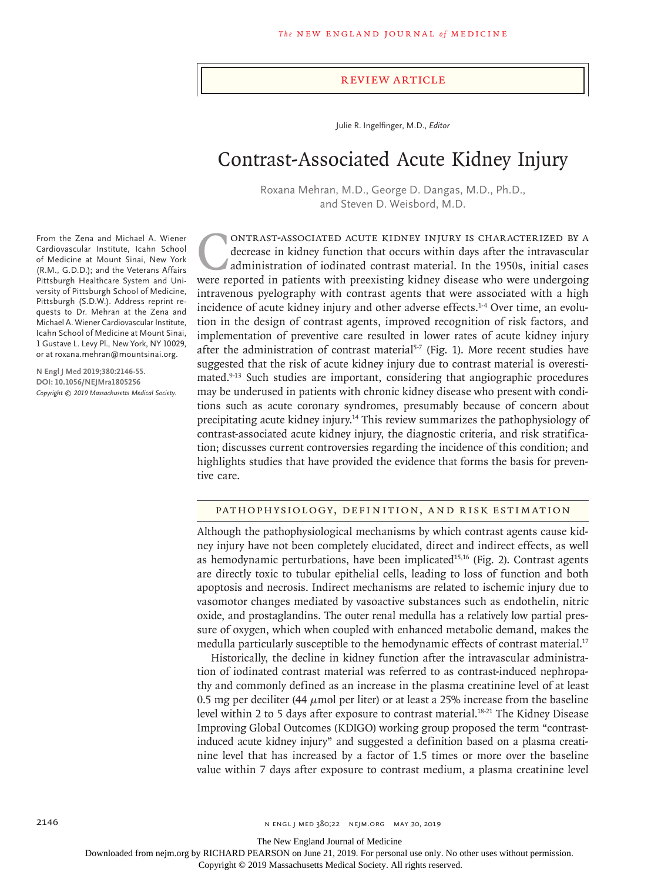REVIEW ARTICLE

Julie R. Ingelfinger, M.D., *Editor*

# Contrast-Associated Acute Kidney Injury

Roxana Mehran, M.D., George D. Dangas, M.D., Ph.D., and Steven D. Weisbord, M.D.

From the Zena and Michael A. Wiener Cardiovascular Institute, Icahn School of Medicine at Mount Sinai, New York (R.M., G.D.D.); and the Veterans Affairs Pittsburgh Healthcare System and University of Pittsburgh School of Medicine, Pittsburgh (S.D.W.). Address reprint requests to Dr. Mehran at the Zena and Michael A. Wiener Cardiovascular Institute, Icahn School of Medicine at Mount Sinai, 1 Gustave L. Levy Pl., New York, NY 10029, or at roxana.mehran@mountsinai.org.

**N Engl J Med 2019;380:2146-55.**
**DOI: 10.1056/NEJMra1805256**
*Copyright © 2019 Massachusetts Medical Society.*

Contrast-associated acute kidney injury is characterized by a decrease in kidney function that occurs within days after the intravascular administration of iodinated contrast material. In the 1950s, initial cases were reported in patients with preexisting kidney disease who were undergoing intravenous pyelography with contrast agents that were associated with a high incidence of acute kidney injury and other adverse effects.[1-4] Over time, an evolution in the design of contrast agents, improved recognition of risk factors, and implementation of preventive care resulted in lower rates of acute kidney injury after the administration of contrast material[5-7] (Fig. 1). More recent studies have suggested that the risk of acute kidney injury due to contrast material is overestimated.[9-13] Such studies are important, considering that angiographic procedures may be underused in patients with chronic kidney disease who present with conditions such as acute coronary syndromes, presumably because of concern about precipitating acute kidney injury.[14] This review summarizes the pathophysiology of contrast-associated acute kidney injury, the diagnostic criteria, and risk stratification; discusses current controversies regarding the incidence of this condition; and highlights studies that have provided the evidence that forms the basis for preventive care.

## Pathophysiology, Definition, and Risk Estimation

Although the pathophysiological mechanisms by which contrast agents cause kidney injury have not been completely elucidated, direct and indirect effects, as well as hemodynamic perturbations, have been implicated[15,16] (Fig. 2). Contrast agents are directly toxic to tubular epithelial cells, leading to loss of function and both apoptosis and necrosis. Indirect mechanisms are related to ischemic injury due to vasomotor changes mediated by vasoactive substances such as endothelin, nitric oxide, and prostaglandins. The outer renal medulla has a relatively low partial pressure of oxygen, which when coupled with enhanced metabolic demand, makes the medulla particularly susceptible to the hemodynamic effects of contrast material.[17]

Historically, the decline in kidney function after the intravascular administration of iodinated contrast material was referred to as contrast-induced nephropathy and commonly defined as an increase in the plasma creatinine level of at least 0.5 mg per deciliter (44 $\mu$mol per liter) or at least a 25% increase from the baseline level within 2 to 5 days after exposure to contrast material.[18-21] The Kidney Disease Improving Global Outcomes (KDIGO) working group proposed the term "contrast-induced acute kidney injury" and suggested a definition based on a plasma creatinine level that has increased by a factor of 1.5 times or more over the baseline value within 7 days after exposure to contrast medium, a plasma creatinine level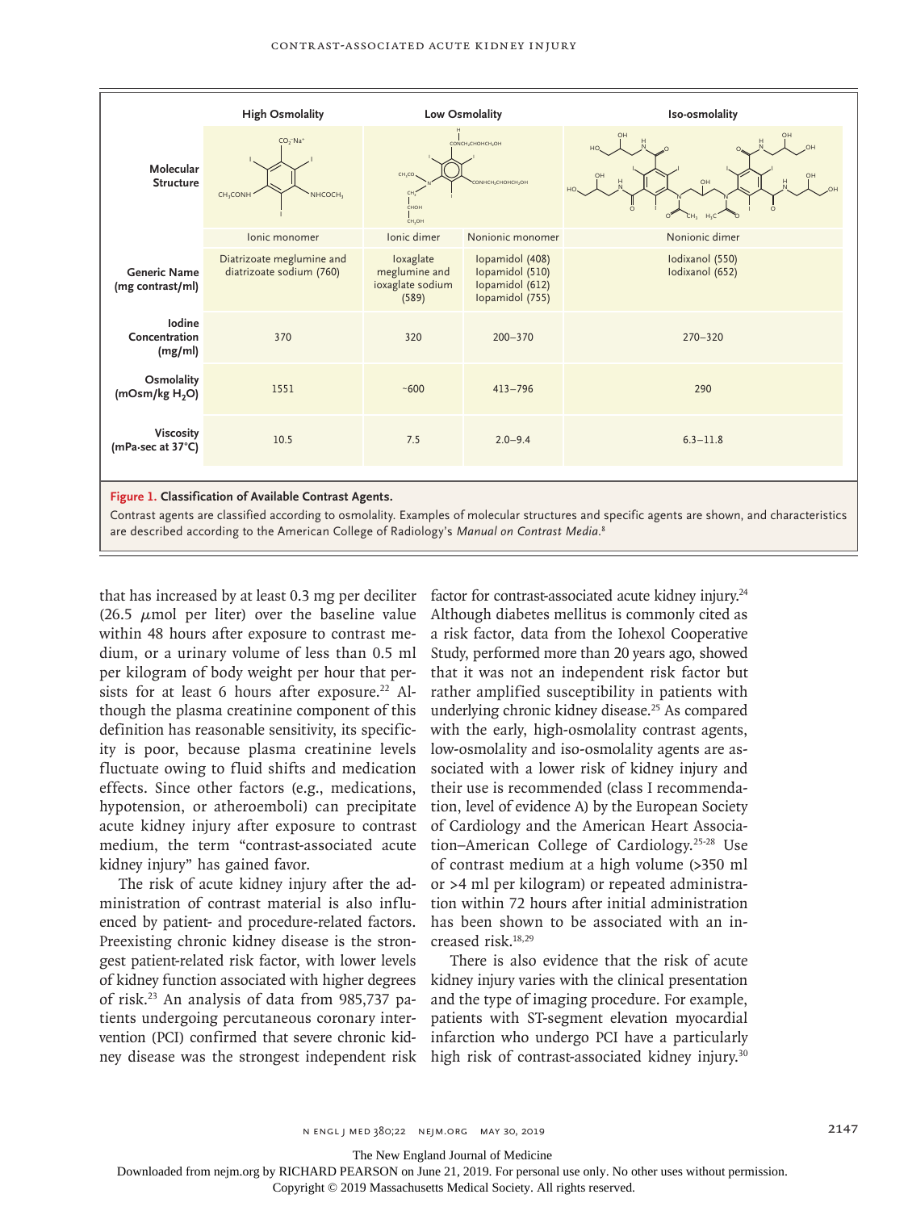| | High Osmolality | Low Osmolality | | Iso-osmolality |
|---|---|---|---|---|
| Molecular Structure | | | | |
| | Ionic monomer | Ionic dimer | Nonionic monomer | Nonionic dimer |
| Generic Name (mg contrast/ml) | Diatrizoate meglumine and diatrizoate sodium (760) | Ioxaglate meglumine and ioxaglate sodium (589) | Iopamidol (408) Iopamidol (510) Iopamidol (612) Iopamidol (755) | Iodixanol (550) Iodixanol (652) |
| Iodine Concentration (mg/ml) | 370 | 320 | 200–370 | 270–320 |
| Osmolality (mOsm/kg $H_2O$) | 1551 | ~600 | 413–796 | 290 |
| Viscosity (mPa·sec at 37°C) | 10.5 | 7.5 | 2.0–9.4 | 6.3–11.8 |

**Figure 1. Classification of Available Contrast Agents.**

Contrast agents are classified according to osmolality. Examples of molecular structures and specific agents are shown, and characteristics are described according to the American College of Radiology's *Manual on Contrast Media*.[8]

that has increased by at least 0.3 mg per deciliter (26.5 μmol per liter) over the baseline value within 48 hours after exposure to contrast medium, or a urinary volume of less than 0.5 ml per kilogram of body weight per hour that persists for at least 6 hours after exposure.[22] Although the plasma creatinine component of this definition has reasonable sensitivity, its specificity is poor, because plasma creatinine levels fluctuate owing to fluid shifts and medication effects. Since other factors (e.g., medications, hypotension, or atheroemboli) can precipitate acute kidney injury after exposure to contrast medium, the term "contrast-associated acute kidney injury" has gained favor.

The risk of acute kidney injury after the administration of contrast material is also influenced by patient- and procedure-related factors. Preexisting chronic kidney disease is the strongest patient-related risk factor, with lower levels of kidney function associated with higher degrees of risk.[23] An analysis of data from 985,737 patients undergoing percutaneous coronary intervention (PCI) confirmed that severe chronic kidney disease was the strongest independent risk factor for contrast-associated acute kidney injury.[24] Although diabetes mellitus is commonly cited as a risk factor, data from the Iohexol Cooperative Study, performed more than 20 years ago, showed that it was not an independent risk factor but rather amplified susceptibility in patients with underlying chronic kidney disease.[25] As compared with the early, high-osmolality contrast agents, low-osmolality and iso-osmolality agents are associated with a lower risk of kidney injury and their use is recommended (class I recommendation, level of evidence A) by the European Society of Cardiology and the American Heart Association–American College of Cardiology.[25-28] Use of contrast medium at a high volume (>350 ml or >4 ml per kilogram) or repeated administration within 72 hours after initial administration has been shown to be associated with an increased risk.[18,29]

There is also evidence that the risk of acute kidney injury varies with the clinical presentation and the type of imaging procedure. For example, patients with ST-segment elevation myocardial infarction who undergo PCI have a particularly high risk of contrast-associated kidney injury.[30]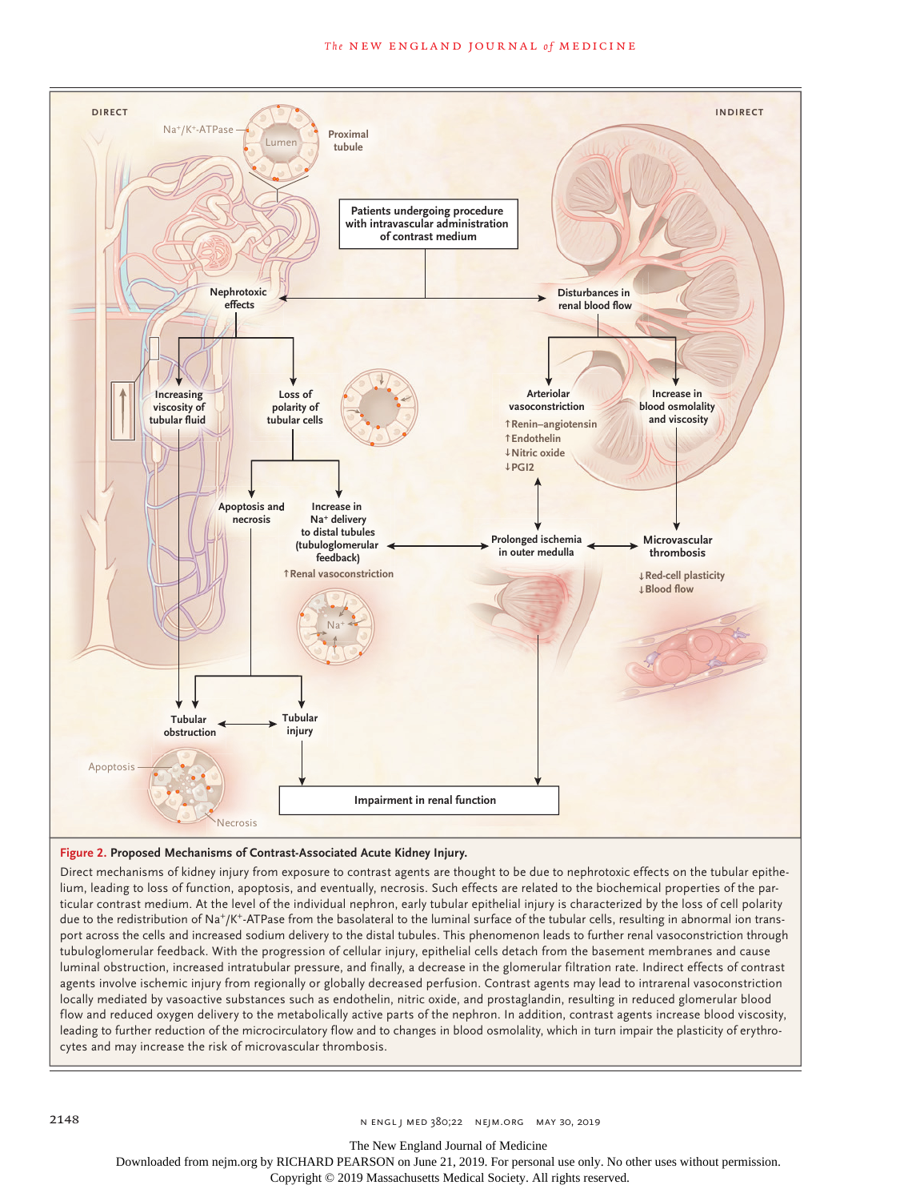DIRECT

INDIRECT

Na+/K+-ATPase

Lumen

Proximal tubule

Patients undergoing procedure with intravascular administration of contrast medium

Nephrotoxic effects

Disturbances in renal blood flow

Increasing viscosity of tubular fluid

Loss of polarity of tubular cells

Arteriolar vasoconstriction

↑Renin–angiotensin

↑Endothelin

↓Nitric oxide

↓PGI2

Increase in blood osmolality and viscosity

Apoptosis and necrosis

Increase in Na+ delivery to distal tubules (tubuloglomerular feedback)

↑Renal vasoconstriction

Prolonged ischemia in outer medulla

Microvascular thrombosis

↓Red-cell plasticity

↓Blood flow

Na+

Tubular obstruction

Tubular injury

Apoptosis

Necrosis

Impairment in renal function

**Figure 2. Proposed Mechanisms of Contrast-Associated Acute Kidney Injury.**

Direct mechanisms of kidney injury from exposure to contrast agents are thought to be due to nephrotoxic effects on the tubular epithelium, leading to loss of function, apoptosis, and eventually, necrosis. Such effects are related to the biochemical properties of the particular contrast medium. At the level of the individual nephron, early tubular epithelial injury is characterized by the loss of cell polarity due to the redistribution of $Na^+/K^+$-ATPase from the basolateral to the luminal surface of the tubular cells, resulting in abnormal ion transport across the cells and increased sodium delivery to the distal tubules. This phenomenon leads to further renal vasoconstriction through tubuloglomerular feedback. With the progression of cellular injury, epithelial cells detach from the basement membranes and cause luminal obstruction, increased intratubular pressure, and finally, a decrease in the glomerular filtration rate. Indirect effects of contrast agents involve ischemic injury from regionally or globally decreased perfusion. Contrast agents may lead to intrarenal vasoconstriction locally mediated by vasoactive substances such as endothelin, nitric oxide, and prostaglandin, resulting in reduced glomerular blood flow and reduced oxygen delivery to the metabolically active parts of the nephron. In addition, contrast agents increase blood viscosity, leading to further reduction of the microcirculatory flow and to changes in blood osmolality, which in turn impair the plasticity of erythrocytes and may increase the risk of microvascular thrombosis.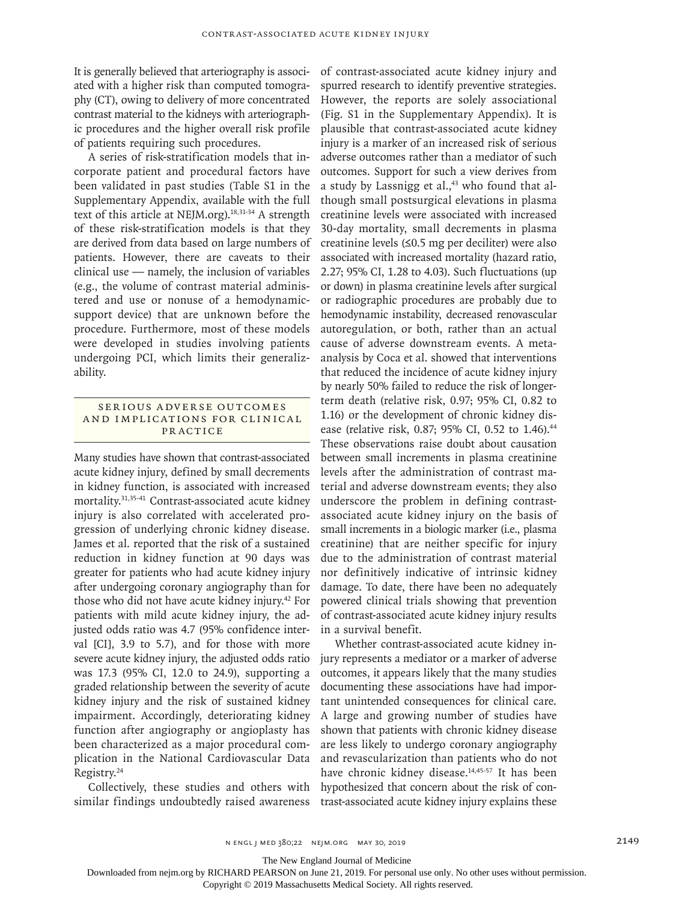It is generally believed that arteriography is associated with a higher risk than computed tomography (CT), owing to delivery of more concentrated contrast material to the kidneys with arteriographic procedures and the higher overall risk profile of patients requiring such procedures.

A series of risk-stratification models that incorporate patient and procedural factors have been validated in past studies (Table S1 in the Supplementary Appendix, available with the full text of this article at NEJM.org).[18,31-34] A strength of these risk-stratification models is that they are derived from data based on large numbers of patients. However, there are caveats to their clinical use — namely, the inclusion of variables (e.g., the volume of contrast material administered and use or nonuse of a hemodynamic-support device) that are unknown before the procedure. Furthermore, most of these models were developed in studies involving patients undergoing PCI, which limits their generalizability.

## Serious Adverse Outcomes and Implications for Clinical Practice

Many studies have shown that contrast-associated acute kidney injury, defined by small decrements in kidney function, is associated with increased mortality.[31,35-41] Contrast-associated acute kidney injury is also correlated with accelerated progression of underlying chronic kidney disease. James et al. reported that the risk of a sustained reduction in kidney function at 90 days was greater for patients who had acute kidney injury after undergoing coronary angiography than for those who did not have acute kidney injury.[42] For patients with mild acute kidney injury, the adjusted odds ratio was 4.7 (95% confidence interval [CI], 3.9 to 5.7), and for those with more severe acute kidney injury, the adjusted odds ratio was 17.3 (95% CI, 12.0 to 24.9), supporting a graded relationship between the severity of acute kidney injury and the risk of sustained kidney impairment. Accordingly, deteriorating kidney function after angiography or angioplasty has been characterized as a major procedural complication in the National Cardiovascular Data Registry.[24]

Collectively, these studies and others with similar findings undoubtedly raised awareness of contrast-associated acute kidney injury and spurred research to identify preventive strategies. However, the reports are solely associational (Fig. S1 in the Supplementary Appendix). It is plausible that contrast-associated acute kidney injury is a marker of an increased risk of serious adverse outcomes rather than a mediator of such outcomes. Support for such a view derives from a study by Lassnigg et al.,[43] who found that although small postsurgical elevations in plasma creatinine levels were associated with increased 30-day mortality, small decrements in plasma creatinine levels (≤0.5 mg per deciliter) were also associated with increased mortality (hazard ratio, 2.27; 95% CI, 1.28 to 4.03). Such fluctuations (up or down) in plasma creatinine levels after surgical or radiographic procedures are probably due to hemodynamic instability, decreased renovascular autoregulation, or both, rather than an actual cause of adverse downstream events. A meta-analysis by Coca et al. showed that interventions that reduced the incidence of acute kidney injury by nearly 50% failed to reduce the risk of longer-term death (relative risk, 0.97; 95% CI, 0.82 to 1.16) or the development of chronic kidney disease (relative risk, 0.87; 95% CI, 0.52 to 1.46).[44] These observations raise doubt about causation between small increments in plasma creatinine levels after the administration of contrast material and adverse downstream events; they also underscore the problem in defining contrast-associated acute kidney injury on the basis of small increments in a biologic marker (i.e., plasma creatinine) that are neither specific for injury due to the administration of contrast material nor definitively indicative of intrinsic kidney damage. To date, there have been no adequately powered clinical trials showing that prevention of contrast-associated acute kidney injury results in a survival benefit.

Whether contrast-associated acute kidney injury represents a mediator or a marker of adverse outcomes, it appears likely that the many studies documenting these associations have had important unintended consequences for clinical care. A large and growing number of studies have shown that patients with chronic kidney disease are less likely to undergo coronary angiography and revascularization than patients who do not have chronic kidney disease.[14,45-57] It has been hypothesized that concern about the risk of contrast-associated acute kidney injury explains these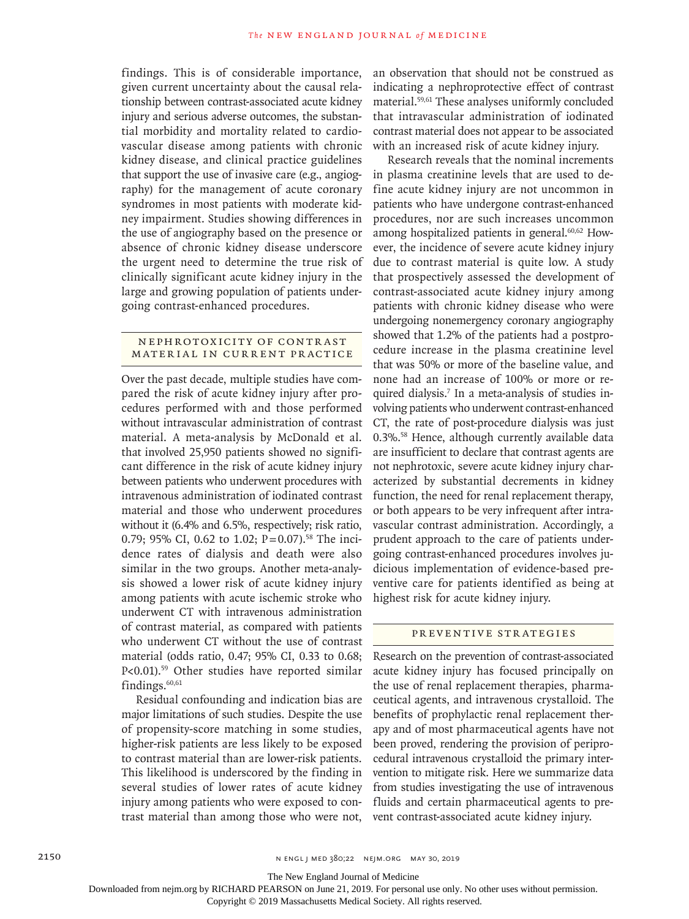findings. This is of considerable importance, given current uncertainty about the causal relationship between contrast-associated acute kidney injury and serious adverse outcomes, the substantial morbidity and mortality related to cardiovascular disease among patients with chronic kidney disease, and clinical practice guidelines that support the use of invasive care (e.g., angiography) for the management of acute coronary syndromes in most patients with moderate kidney impairment. Studies showing differences in the use of angiography based on the presence or absence of chronic kidney disease underscore the urgent need to determine the true risk of clinically significant acute kidney injury in the large and growing population of patients undergoing contrast-enhanced procedures.

## Nephrotoxicity of Contrast Material in Current Practice

Over the past decade, multiple studies have compared the risk of acute kidney injury after procedures performed with and those performed without intravascular administration of contrast material. A meta-analysis by McDonald et al. that involved 25,950 patients showed no significant difference in the risk of acute kidney injury between patients who underwent procedures with intravenous administration of iodinated contrast material and those who underwent procedures without it (6.4% and 6.5%, respectively; risk ratio, 0.79; 95% CI, 0.62 to 1.02; P=0.07).[58] The incidence rates of dialysis and death were also similar in the two groups. Another meta-analysis showed a lower risk of acute kidney injury among patients with acute ischemic stroke who underwent CT with intravenous administration of contrast material, as compared with patients who underwent CT without the use of contrast material (odds ratio, 0.47; 95% CI, 0.33 to 0.68; P<0.01).[59] Other studies have reported similar findings.[60,61]

Residual confounding and indication bias are major limitations of such studies. Despite the use of propensity-score matching in some studies, higher-risk patients are less likely to be exposed to contrast material than are lower-risk patients. This likelihood is underscored by the finding in several studies of lower rates of acute kidney injury among patients who were exposed to contrast material than among those who were not, an observation that should not be construed as indicating a nephroprotective effect of contrast material.[59,61] These analyses uniformly concluded that intravascular administration of iodinated contrast material does not appear to be associated with an increased risk of acute kidney injury.

Research reveals that the nominal increments in plasma creatinine levels that are used to define acute kidney injury are not uncommon in patients who have undergone contrast-enhanced procedures, nor are such increases uncommon among hospitalized patients in general.[60,62] However, the incidence of severe acute kidney injury due to contrast material is quite low. A study that prospectively assessed the development of contrast-associated acute kidney injury among patients with chronic kidney disease who were undergoing nonemergency coronary angiography showed that 1.2% of the patients had a postprocedure increase in the plasma creatinine level that was 50% or more of the baseline value, and none had an increase of 100% or more or required dialysis.[7] In a meta-analysis of studies involving patients who underwent contrast-enhanced CT, the rate of post-procedure dialysis was just 0.3%.[58] Hence, although currently available data are insufficient to declare that contrast agents are not nephrotoxic, severe acute kidney injury characterized by substantial decrements in kidney function, the need for renal replacement therapy, or both appears to be very infrequent after intravascular contrast administration. Accordingly, a prudent approach to the care of patients undergoing contrast-enhanced procedures involves judicious implementation of evidence-based preventive care for patients identified as being at highest risk for acute kidney injury.

## Preventive Strategies

Research on the prevention of contrast-associated acute kidney injury has focused principally on the use of renal replacement therapies, pharmaceutical agents, and intravenous crystalloid. The benefits of prophylactic renal replacement therapy and of most pharmaceutical agents have not been proved, rendering the provision of periprocedural intravenous crystalloid the primary intervention to mitigate risk. Here we summarize data from studies investigating the use of intravenous fluids and certain pharmaceutical agents to prevent contrast-associated acute kidney injury.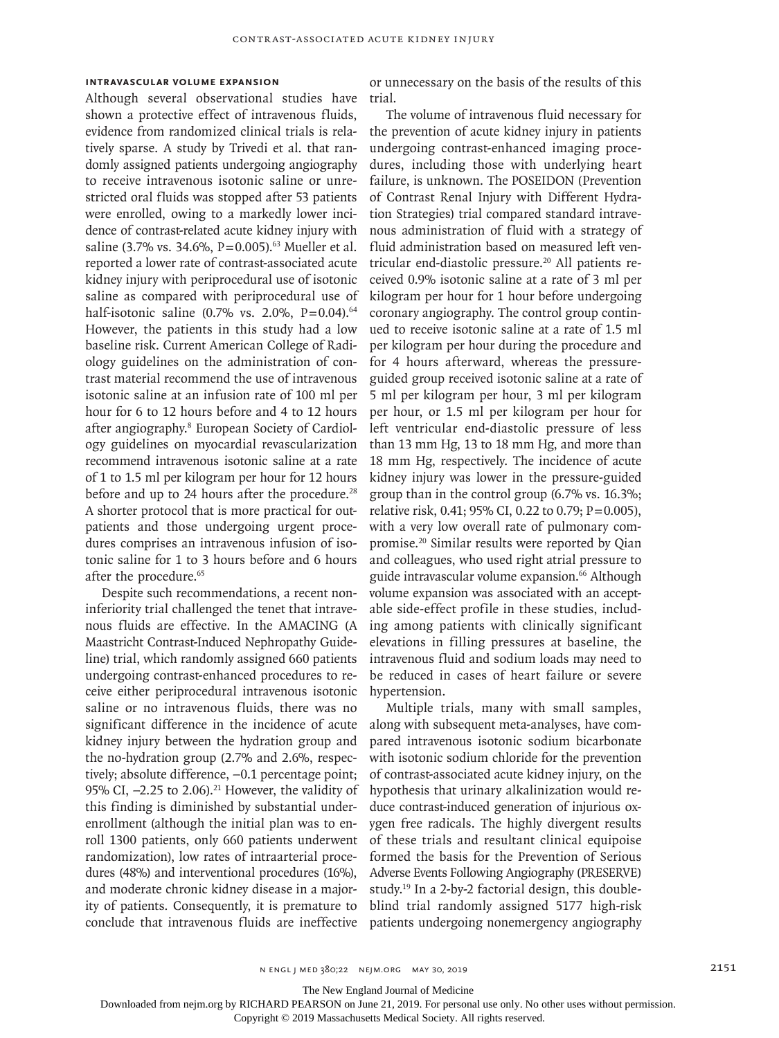### INTRAVASCULAR VOLUME EXPANSION

Although several observational studies have shown a protective effect of intravenous fluids, evidence from randomized clinical trials is relatively sparse. A study by Trivedi et al. that randomly assigned patients undergoing angiography to receive intravenous isotonic saline or unrestricted oral fluids was stopped after 53 patients were enrolled, owing to a markedly lower incidence of contrast-related acute kidney injury with saline (3.7% vs. 34.6%, P=0.005).[63] Mueller et al. reported a lower rate of contrast-associated acute kidney injury with periprocedural use of isotonic saline as compared with periprocedural use of half-isotonic saline (0.7% vs. 2.0%, P=0.04).[64] However, the patients in this study had a low baseline risk. Current American College of Radiology guidelines on the administration of contrast material recommend the use of intravenous isotonic saline at an infusion rate of 100 ml per hour for 6 to 12 hours before and 4 to 12 hours after angiography.[8] European Society of Cardiology guidelines on myocardial revascularization recommend intravenous isotonic saline at a rate of 1 to 1.5 ml per kilogram per hour for 12 hours before and up to 24 hours after the procedure.[28] A shorter protocol that is more practical for outpatients and those undergoing urgent procedures comprises an intravenous infusion of isotonic saline for 1 to 3 hours before and 6 hours after the procedure.[65]

Despite such recommendations, a recent noninferiority trial challenged the tenet that intravenous fluids are effective. In the AMACING (A Maastricht Contrast-Induced Nephropathy Guideline) trial, which randomly assigned 660 patients undergoing contrast-enhanced procedures to receive either periprocedural intravenous isotonic saline or no intravenous fluids, there was no significant difference in the incidence of acute kidney injury between the hydration group and the no-hydration group (2.7% and 2.6%, respectively; absolute difference, −0.1 percentage point; 95% CI, −2.25 to 2.06).[21] However, the validity of this finding is diminished by substantial underenrollment (although the initial plan was to enroll 1300 patients, only 660 patients underwent randomization), low rates of intraarterial procedures (48%) and interventional procedures (16%), and moderate chronic kidney disease in a majority of patients. Consequently, it is premature to conclude that intravenous fluids are ineffective or unnecessary on the basis of the results of this trial.

The volume of intravenous fluid necessary for the prevention of acute kidney injury in patients undergoing contrast-enhanced imaging procedures, including those with underlying heart failure, is unknown. The POSEIDON (Prevention of Contrast Renal Injury with Different Hydration Strategies) trial compared standard intravenous administration of fluid with a strategy of fluid administration based on measured left ventricular end-diastolic pressure.[20] All patients received 0.9% isotonic saline at a rate of 3 ml per kilogram per hour for 1 hour before undergoing coronary angiography. The control group continued to receive isotonic saline at a rate of 1.5 ml per kilogram per hour during the procedure and for 4 hours afterward, whereas the pressure-guided group received isotonic saline at a rate of 5 ml per kilogram per hour, 3 ml per kilogram per hour, or 1.5 ml per kilogram per hour for left ventricular end-diastolic pressure of less than 13 mm Hg, 13 to 18 mm Hg, and more than 18 mm Hg, respectively. The incidence of acute kidney injury was lower in the pressure-guided group than in the control group (6.7% vs. 16.3%; relative risk, 0.41; 95% CI, 0.22 to 0.79; P=0.005), with a very low overall rate of pulmonary compromise.[20] Similar results were reported by Qian and colleagues, who used right atrial pressure to guide intravascular volume expansion.[66] Although volume expansion was associated with an acceptable side-effect profile in these studies, including among patients with clinically significant elevations in filling pressures at baseline, the intravenous fluid and sodium loads may need to be reduced in cases of heart failure or severe hypertension.

Multiple trials, many with small samples, along with subsequent meta-analyses, have compared intravenous isotonic sodium bicarbonate with isotonic sodium chloride for the prevention of contrast-associated acute kidney injury, on the hypothesis that urinary alkalinization would reduce contrast-induced generation of injurious oxygen free radicals. The highly divergent results of these trials and resultant clinical equipoise formed the basis for the Prevention of Serious Adverse Events Following Angiography (PRESERVE) study.[19] In a 2-by-2 factorial design, this double-blind trial randomly assigned 5177 high-risk patients undergoing nonemergency angiography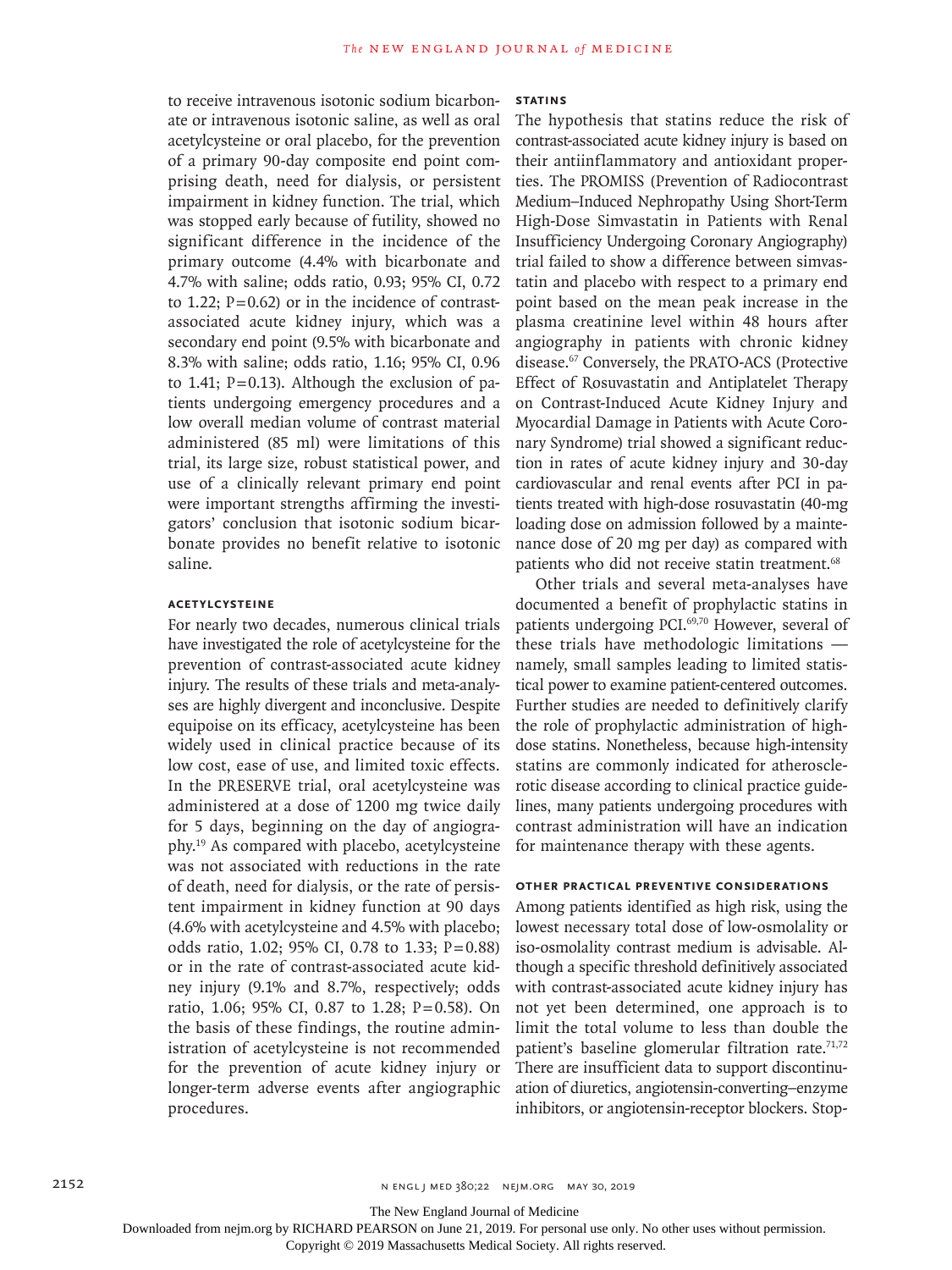to receive intravenous isotonic sodium bicarbonate or intravenous isotonic saline, as well as oral acetylcysteine or oral placebo, for the prevention of a primary 90-day composite end point comprising death, need for dialysis, or persistent impairment in kidney function. The trial, which was stopped early because of futility, showed no significant difference in the incidence of the primary outcome (4.4% with bicarbonate and 4.7% with saline; odds ratio, 0.93; 95% CI, 0.72 to 1.22; P=0.62) or in the incidence of contrast-associated acute kidney injury, which was a secondary end point (9.5% with bicarbonate and 8.3% with saline; odds ratio, 1.16; 95% CI, 0.96 to 1.41; P=0.13). Although the exclusion of patients undergoing emergency procedures and a low overall median volume of contrast material administered (85 ml) were limitations of this trial, its large size, robust statistical power, and use of a clinically relevant primary end point were important strengths affirming the investigators' conclusion that isotonic sodium bicarbonate provides no benefit relative to isotonic saline.

#### ACETYLCYSTEINE

For nearly two decades, numerous clinical trials have investigated the role of acetylcysteine for the prevention of contrast-associated acute kidney injury. The results of these trials and meta-analyses are highly divergent and inconclusive. Despite equipoise on its efficacy, acetylcysteine has been widely used in clinical practice because of its low cost, ease of use, and limited toxic effects. In the PRESERVE trial, oral acetylcysteine was administered at a dose of 1200 mg twice daily for 5 days, beginning on the day of angiography.[19] As compared with placebo, acetylcysteine was not associated with reductions in the rate of death, need for dialysis, or the rate of persistent impairment in kidney function at 90 days (4.6% with acetylcysteine and 4.5% with placebo; odds ratio, 1.02; 95% CI, 0.78 to 1.33; P=0.88) or in the rate of contrast-associated acute kidney injury (9.1% and 8.7%, respectively; odds ratio, 1.06; 95% CI, 0.87 to 1.28; P=0.58). On the basis of these findings, the routine administration of acetylcysteine is not recommended for the prevention of acute kidney injury or longer-term adverse events after angiographic procedures.

#### STATINS

The hypothesis that statins reduce the risk of contrast-associated acute kidney injury is based on their antiinflammatory and antioxidant properties. The PROMISS (Prevention of Radiocontrast Medium–Induced Nephropathy Using Short-Term High-Dose Simvastatin in Patients with Renal Insufficiency Undergoing Coronary Angiography) trial failed to show a difference between simvastatin and placebo with respect to a primary end point based on the mean peak increase in the plasma creatinine level within 48 hours after angiography in patients with chronic kidney disease.[67] Conversely, the PRATO-ACS (Protective Effect of Rosuvastatin and Antiplatelet Therapy on Contrast-Induced Acute Kidney Injury and Myocardial Damage in Patients with Acute Coronary Syndrome) trial showed a significant reduction in rates of acute kidney injury and 30-day cardiovascular and renal events after PCI in patients treated with high-dose rosuvastatin (40-mg loading dose on admission followed by a maintenance dose of 20 mg per day) as compared with patients who did not receive statin treatment.[68]

Other trials and several meta-analyses have documented a benefit of prophylactic statins in patients undergoing PCI.[69,70] However, several of these trials have methodologic limitations — namely, small samples leading to limited statistical power to examine patient-centered outcomes. Further studies are needed to definitively clarify the role of prophylactic administration of high-dose statins. Nonetheless, because high-intensity statins are commonly indicated for atherosclerotic disease according to clinical practice guidelines, many patients undergoing procedures with contrast administration will have an indication for maintenance therapy with these agents.

#### OTHER PRACTICAL PREVENTIVE CONSIDERATIONS

Among patients identified as high risk, using the lowest necessary total dose of low-osmolality or iso-osmolality contrast medium is advisable. Although a specific threshold definitively associated with contrast-associated acute kidney injury has not yet been determined, one approach is to limit the total volume to less than double the patient's baseline glomerular filtration rate.[71,72] There are insufficient data to support discontinuation of diuretics, angiotensin-converting–enzyme inhibitors, or angiotensin-receptor blockers. Stop-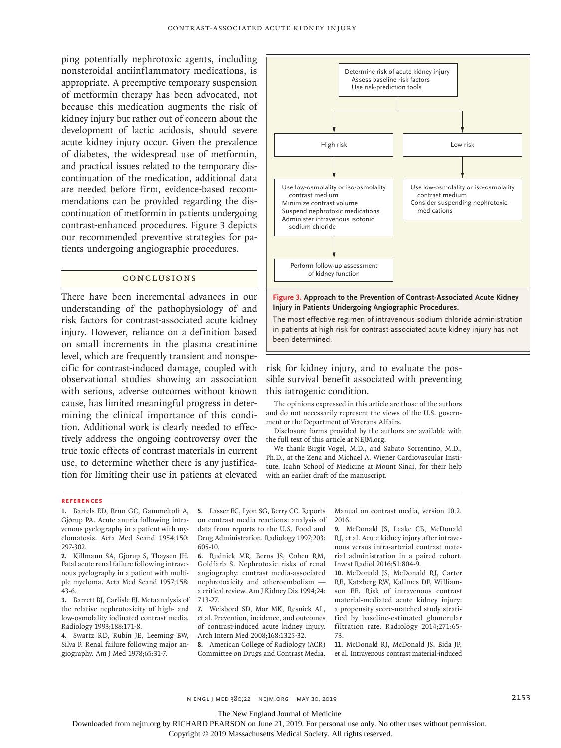ping potentially nephrotoxic agents, including nonsteroidal antiinflammatory medications, is appropriate. A preemptive temporary suspension of metformin therapy has been advocated, not because this medication augments the risk of kidney injury but rather out of concern about the development of lactic acidosis, should severe acute kidney injury occur. Given the prevalence of diabetes, the widespread use of metformin, and practical issues related to the temporary discontinuation of the medication, additional data are needed before firm, evidence-based recommendations can be provided regarding the discontinuation of metformin in patients undergoing contrast-enhanced procedures. Figure 3 depicts our recommended preventive strategies for patients undergoing angiographic procedures.

Determine risk of acute kidney injury
Assess baseline risk factors
Use risk-prediction tools

High risk

Low risk

Use low-osmolality or iso-osmolality contrast medium
Minimize contrast volume
Suspend nephrotoxic medications
Administer intravenous isotonic sodium chloride

Use low-osmolality or iso-osmolality contrast medium
Consider suspending nephrotoxic medications

Perform follow-up assessment of kidney function

**Figure 3. Approach to the Prevention of Contrast-Associated Acute Kidney Injury in Patients Undergoing Angiographic Procedures.**

The most effective regimen of intravenous sodium chloride administration in patients at high risk for contrast-associated acute kidney injury has not been determined.

## Conclusions

There have been incremental advances in our understanding of the pathophysiology of and risk factors for contrast-associated acute kidney injury. However, reliance on a definition based on small increments in the plasma creatinine level, which are frequently transient and nonspecific for contrast-induced damage, coupled with observational studies showing an association with serious, adverse outcomes without known cause, has limited meaningful progress in determining the clinical importance of this condition. Additional work is clearly needed to effectively address the ongoing controversy over the true toxic effects of contrast materials in current use, to determine whether there is any justification for limiting their use in patients at elevated risk for kidney injury, and to evaluate the possible survival benefit associated with preventing this iatrogenic condition.

The opinions expressed in this article are those of the authors and do not necessarily represent the views of the U.S. government or the Department of Veterans Affairs.

Disclosure forms provided by the authors are available with the full text of this article at NEJM.org.

We thank Birgit Vogel, M.D., and Sabato Sorrentino, M.D., Ph.D., at the Zena and Michael A. Wiener Cardiovascular Institute, Icahn School of Medicine at Mount Sinai, for their help with an earlier draft of the manuscript.

### References

1. Bartels ED, Brun GC, Gammeltoft A, Gjørup PA. Acute anuria following intravenous pyelography in a patient with myelomatosis. Acta Med Scand 1954;150:297-302.
2. Killmann SA, Gjorup S, Thaysen JH. Fatal acute renal failure following intravenous pyelography in a patient with multiple myeloma. Acta Med Scand 1957;158:43-6.
3. Barrett BJ, Carlisle EJ. Metaanalysis of the relative nephrotoxicity of high- and low-osmolality iodinated contrast media. Radiology 1993;188:171-8.
4. Swartz RD, Rubin JE, Leeming BW, Silva P. Renal failure following major angiography. Am J Med 1978;65:31-7.
5. Lasser EC, Lyon SG, Berry CC. Reports on contrast media reactions: analysis of data from reports to the U.S. Food and Drug Administration. Radiology 1997;203:605-10.
6. Rudnick MR, Berns JS, Cohen RM, Goldfarb S. Nephrotoxic risks of renal angiography: contrast media-associated nephrotoxicity and atheroembolism — a critical review. Am J Kidney Dis 1994;24:713-27.
7. Weisbord SD, Mor MK, Resnick AL, et al. Prevention, incidence, and outcomes of contrast-induced acute kidney injury. Arch Intern Med 2008;168:1325-32.
8. American College of Radiology (ACR) Committee on Drugs and Contrast Media. Manual on contrast media, version 10.2. 2016.
9. McDonald JS, Leake CB, McDonald RJ, et al. Acute kidney injury after intravenous versus intra-arterial contrast material administration in a paired cohort. Invest Radiol 2016;51:804-9.
10. McDonald JS, McDonald RJ, Carter RE, Katzberg RW, Kallmes DF, Williamson EE. Risk of intravenous contrast material-mediated acute kidney injury: a propensity score-matched study stratified by baseline-estimated glomerular filtration rate. Radiology 2014;271:65-73.
11. McDonald RJ, McDonald JS, Bida JP, et al. Intravenous contrast material-induced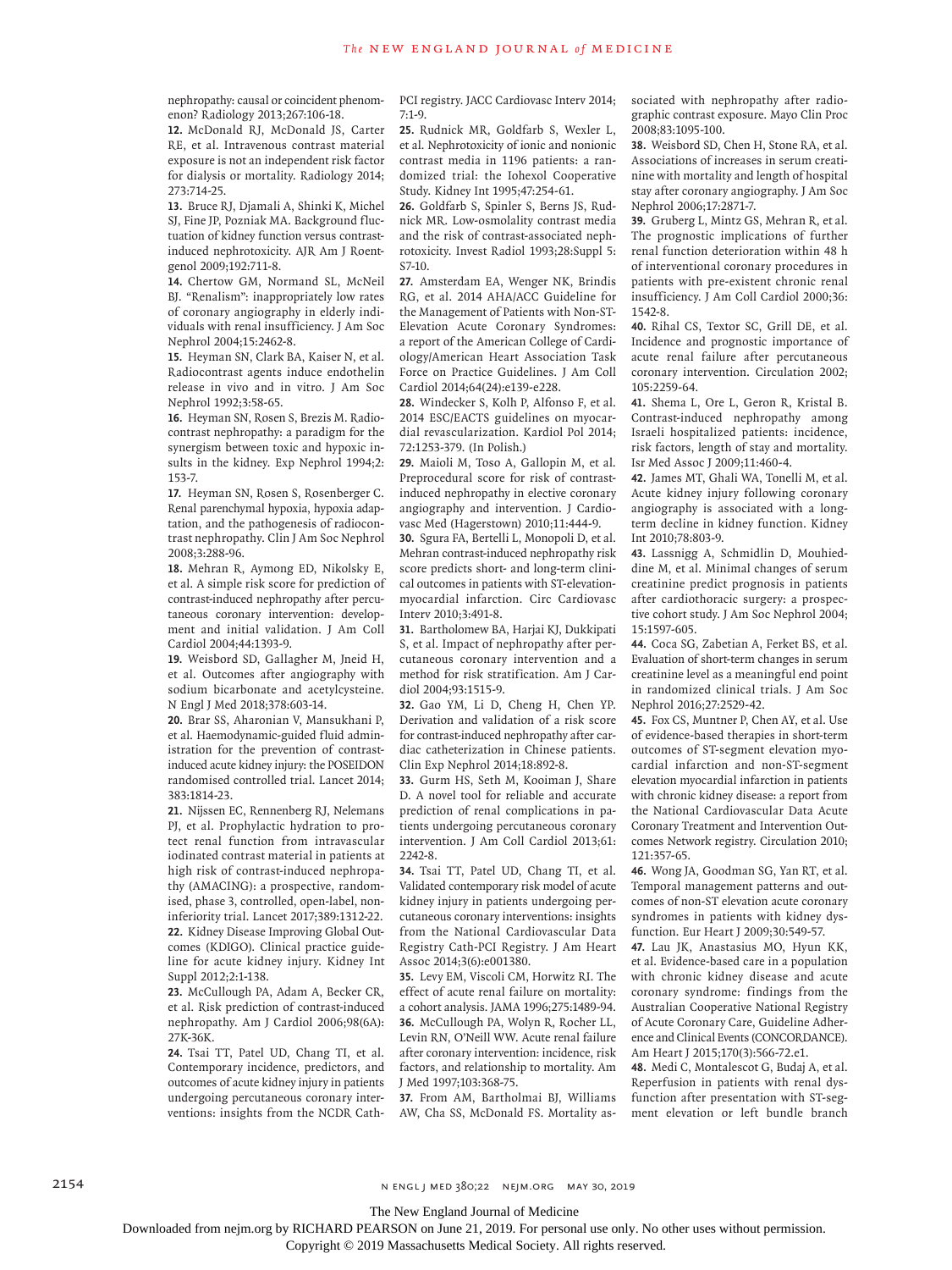nephropathy: causal or coincident phenomenon? Radiology 2013;267:106-18.

12. McDonald RJ, McDonald JS, Carter RE, et al. Intravenous contrast material exposure is not an independent risk factor for dialysis or mortality. Radiology 2014; 273:714-25.

13. Bruce RJ, Djamali A, Shinki K, Michel SJ, Fine JP, Pozniak MA. Background fluctuation of kidney function versus contrast-induced nephrotoxicity. AJR Am J Roentgenol 2009;192:711-8.

14. Chertow GM, Normand SL, McNeil BJ. "Renalism": inappropriately low rates of coronary angiography in elderly individuals with renal insufficiency. J Am Soc Nephrol 2004;15:2462-8.

15. Heyman SN, Clark BA, Kaiser N, et al. Radiocontrast agents induce endothelin release in vivo and in vitro. J Am Soc Nephrol 1992;3:58-65.

16. Heyman SN, Rosen S, Brezis M. Radiocontrast nephropathy: a paradigm for the synergism between toxic and hypoxic insults in the kidney. Exp Nephrol 1994;2: 153-7.

17. Heyman SN, Rosen S, Rosenberger C. Renal parenchymal hypoxia, hypoxia adaptation, and the pathogenesis of radiocontrast nephropathy. Clin J Am Soc Nephrol 2008;3:288-96.

18. Mehran R, Aymong ED, Nikolsky E, et al. A simple risk score for prediction of contrast-induced nephropathy after percutaneous coronary intervention: development and initial validation. J Am Coll Cardiol 2004;44:1393-9.

19. Weisbord SD, Gallagher M, Jneid H, et al. Outcomes after angiography with sodium bicarbonate and acetylcysteine. N Engl J Med 2018;378:603-14.

20. Brar SS, Aharonian V, Mansukhani P, et al. Haemodynamic-guided fluid administration for the prevention of contrast-induced acute kidney injury: the POSEIDON randomised controlled trial. Lancet 2014; 383:1814-23.

21. Nijssen EC, Rennenberg RJ, Nelemans PJ, et al. Prophylactic hydration to protect renal function from intravascular iodinated contrast material in patients at high risk of contrast-induced nephropathy (AMACING): a prospective, randomised, phase 3, controlled, open-label, non-inferiority trial. Lancet 2017;389:1312-22.

22. Kidney Disease Improving Global Outcomes (KDIGO). Clinical practice guideline for acute kidney injury. Kidney Int Suppl 2012;2:1-138.

23. McCullough PA, Adam A, Becker CR, et al. Risk prediction of contrast-induced nephropathy. Am J Cardiol 2006;98(6A): 27K-36K.

24. Tsai TT, Patel UD, Chang TI, et al. Contemporary incidence, predictors, and outcomes of acute kidney injury in patients undergoing percutaneous coronary interventions: insights from the NCDR Cath-PCI registry. JACC Cardiovasc Interv 2014; 7:1-9.

25. Rudnick MR, Goldfarb S, Wexler L, et al. Nephrotoxicity of ionic and nonionic contrast media in 1196 patients: a randomized trial: the Iohexol Cooperative Study. Kidney Int 1995;47:254-61.

26. Goldfarb S, Spinler S, Berns JS, Rudnick MR. Low-osmolality contrast media and the risk of contrast-associated nephrotoxicity. Invest Radiol 1993;28:Suppl 5: S7-10.

27. Amsterdam EA, Wenger NK, Brindis RG, et al. 2014 AHA/ACC Guideline for the Management of Patients with Non-ST-Elevation Acute Coronary Syndromes: a report of the American College of Cardiology/American Heart Association Task Force on Practice Guidelines. J Am Coll Cardiol 2014;64(24):e139-e228.

28. Windecker S, Kolh P, Alfonso F, et al. 2014 ESC/EACTS guidelines on myocardial revascularization. Kardiol Pol 2014; 72:1253-379. (In Polish.)

29. Maioli M, Toso A, Gallopin M, et al. Preprocedural score for risk of contrast-induced nephropathy in elective coronary angiography and intervention. J Cardiovasc Med (Hagerstown) 2010;11:444-9.

30. Sgura FA, Bertelli L, Monopoli D, et al. Mehran contrast-induced nephropathy risk score predicts short- and long-term clinical outcomes in patients with ST-elevation-myocardial infarction. Circ Cardiovasc Interv 2010;3:491-8.

31. Bartholomew BA, Harjai KJ, Dukkipati S, et al. Impact of nephropathy after percutaneous coronary intervention and a method for risk stratification. Am J Cardiol 2004;93:1515-9.

32. Gao YM, Li D, Cheng H, Chen YP. Derivation and validation of a risk score for contrast-induced nephropathy after cardiac catheterization in Chinese patients. Clin Exp Nephrol 2014;18:892-8.

33. Gurm HS, Seth M, Kooiman J, Share D. A novel tool for reliable and accurate prediction of renal complications in patients undergoing percutaneous coronary intervention. J Am Coll Cardiol 2013;61: 2242-8.

34. Tsai TT, Patel UD, Chang TI, et al. Validated contemporary risk model of acute kidney injury in patients undergoing percutaneous coronary interventions: insights from the National Cardiovascular Data Registry Cath-PCI Registry. J Am Heart Assoc 2014;3(6):e001380.

35. Levy EM, Viscoli CM, Horwitz RI. The effect of acute renal failure on mortality: a cohort analysis. JAMA 1996;275:1489-94.

36. McCullough PA, Wolyn R, Rocher LL, Levin RN, O'Neill WW. Acute renal failure after coronary intervention: incidence, risk factors, and relationship to mortality. Am J Med 1997;103:368-75.

37. From AM, Bartholmai BJ, Williams AW, Cha SS, McDonald FS. Mortality associated with nephropathy after radiographic contrast exposure. Mayo Clin Proc 2008;83:1095-100.

38. Weisbord SD, Chen H, Stone RA, et al. Associations of increases in serum creatinine with mortality and length of hospital stay after coronary angiography. J Am Soc Nephrol 2006;17:2871-7.

39. Gruberg L, Mintz GS, Mehran R, et al. The prognostic implications of further renal function deterioration within 48 h of interventional coronary procedures in patients with pre-existent chronic renal insufficiency. J Am Coll Cardiol 2000;36: 1542-8.

40. Rihal CS, Textor SC, Grill DE, et al. Incidence and prognostic importance of acute renal failure after percutaneous coronary intervention. Circulation 2002; 105:2259-64.

41. Shema L, Ore L, Geron R, Kristal B. Contrast-induced nephropathy among Israeli hospitalized patients: incidence, risk factors, length of stay and mortality. Isr Med Assoc J 2009;11:460-4.

42. James MT, Ghali WA, Tonelli M, et al. Acute kidney injury following coronary angiography is associated with a long-term decline in kidney function. Kidney Int 2010;78:803-9.

43. Lassnigg A, Schmidlin D, Mouhieddine M, et al. Minimal changes of serum creatinine predict prognosis in patients after cardiothoracic surgery: a prospective cohort study. J Am Soc Nephrol 2004; 15:1597-605.

44. Coca SG, Zabetian A, Ferket BS, et al. Evaluation of short-term changes in serum creatinine level as a meaningful end point in randomized clinical trials. J Am Soc Nephrol 2016;27:2529-42.

45. Fox CS, Muntner P, Chen AY, et al. Use of evidence-based therapies in short-term outcomes of ST-segment elevation myocardial infarction and non-ST-segment elevation myocardial infarction in patients with chronic kidney disease: a report from the National Cardiovascular Data Acute Coronary Treatment and Intervention Outcomes Network registry. Circulation 2010; 121:357-65.

46. Wong JA, Goodman SG, Yan RT, et al. Temporal management patterns and outcomes of non-ST elevation acute coronary syndromes in patients with kidney dysfunction. Eur Heart J 2009;30:549-57.

47. Lau JK, Anastasius MO, Hyun KK, et al. Evidence-based care in a population with chronic kidney disease and acute coronary syndrome: findings from the Australian Cooperative National Registry of Acute Coronary Care, Guideline Adherence and Clinical Events (CONCORDANCE). Am Heart J 2015;170(3):566-72.e1.

48. Medi C, Montalescot G, Budaj A, et al. Reperfusion in patients with renal dysfunction after presentation with ST-segment elevation or left bundle branch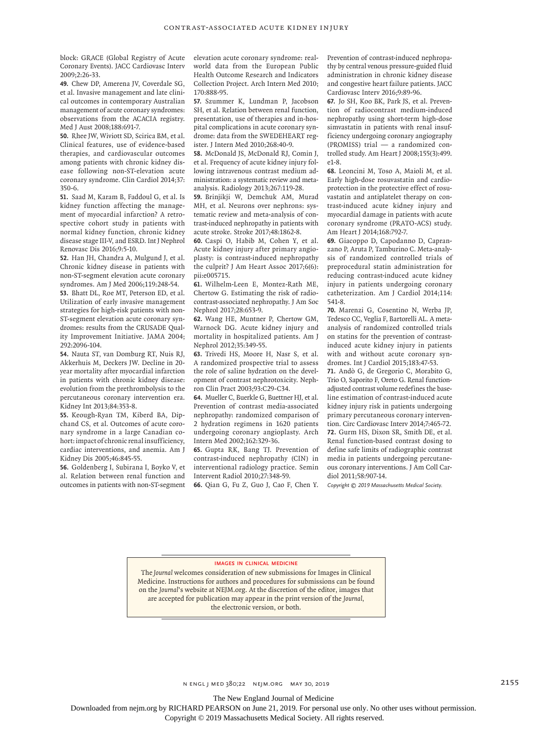block: GRACE (Global Registry of Acute Coronary Events). JACC Cardiovasc Interv 2009;2:26-33.

49. Chew DP, Amerena JV, Coverdale SG, et al. Invasive management and late clinical outcomes in contemporary Australian management of acute coronary syndromes: observations from the ACACIA registry. Med J Aust 2008;188:691-7.

50. Rhee JW, Wiviott SD, Scirica BM, et al. Clinical features, use of evidence-based therapies, and cardiovascular outcomes among patients with chronic kidney disease following non-ST-elevation acute coronary syndrome. Clin Cardiol 2014;37:350-6.

51. Saad M, Karam B, Faddoul G, et al. Is kidney function affecting the management of myocardial infarction? A retrospective cohort study in patients with normal kidney function, chronic kidney disease stage III-V, and ESRD. Int J Nephrol Renovasc Dis 2016;9:5-10.

52. Han JH, Chandra A, Mulgund J, et al. Chronic kidney disease in patients with non-ST-segment elevation acute coronary syndromes. Am J Med 2006;119:248-54.

53. Bhatt DL, Roe MT, Peterson ED, et al. Utilization of early invasive management strategies for high-risk patients with non-ST-segment elevation acute coronary syndromes: results from the CRUSADE Quality Improvement Initiative. JAMA 2004;292:2096-104.

54. Nauta ST, van Domburg RT, Nuis RJ, Akkerhuis M, Deckers JW. Decline in 20-year mortality after myocardial infarction in patients with chronic kidney disease: evolution from the prethrombolysis to the percutaneous coronary intervention era. Kidney Int 2013;84:353-8.

55. Keough-Ryan TM, Kiberd BA, Dipchand CS, et al. Outcomes of acute coronary syndrome in a large Canadian cohort: impact of chronic renal insufficiency, cardiac interventions, and anemia. Am J Kidney Dis 2005;46:845-55.

56. Goldenberg I, Subirana I, Boyko V, et al. Relation between renal function and outcomes in patients with non-ST-segment elevation acute coronary syndrome: real-world data from the European Public Health Outcome Research and Indicators Collection Project. Arch Intern Med 2010;170:888-95.

57. Szummer K, Lundman P, Jacobson SH, et al. Relation between renal function, presentation, use of therapies and in-hospital complications in acute coronary syndrome: data from the SWEDEHEART register. J Intern Med 2010;268:40-9.

58. McDonald JS, McDonald RJ, Comin J, et al. Frequency of acute kidney injury following intravenous contrast medium administration: a systematic review and meta-analysis. Radiology 2013;267:119-28.

59. Brinjikji W, Demchuk AM, Murad MH, et al. Neurons over nephrons: systematic review and meta-analysis of contrast-induced nephropathy in patients with acute stroke. Stroke 2017;48:1862-8.

60. Caspi O, Habib M, Cohen Y, et al. Acute kidney injury after primary angioplasty: is contrast-induced nephropathy the culprit? J Am Heart Assoc 2017;6(6):pii:e005715.

61. Wilhelm-Leen E, Montez-Rath ME, Chertow G. Estimating the risk of radiocontrast-associated nephropathy. J Am Soc Nephrol 2017;28:653-9.

62. Wang HE, Muntner P, Chertow GM, Warnock DG. Acute kidney injury and mortality in hospitalized patients. Am J Nephrol 2012;35:349-55.

63. Trivedi HS, Moore H, Nasr S, et al. A randomized prospective trial to assess the role of saline hydration on the development of contrast nephrotoxicity. Nephron Clin Pract 2003;93:C29-C34.

64. Mueller C, Buerkle G, Buettner HJ, et al. Prevention of contrast media-associated nephropathy: randomized comparison of 2 hydration regimens in 1620 patients undergoing coronary angioplasty. Arch Intern Med 2002;162:329-36.

65. Gupta RK, Bang TJ. Prevention of contrast-induced nephropathy (CIN) in interventional radiology practice. Semin Intervent Radiol 2010;27:348-59.

66. Qian G, Fu Z, Guo J, Cao F, Chen Y. Prevention of contrast-induced nephropathy by central venous pressure-guided fluid administration in chronic kidney disease and congestive heart failure patients. JACC Cardiovasc Interv 2016;9:89-96.

67. Jo SH, Koo BK, Park JS, et al. Prevention of radiocontrast medium-induced nephropathy using short-term high-dose simvastatin in patients with renal insufficiency undergoing coronary angiography (PROMISS) trial — a randomized controlled study. Am Heart J 2008;155(3):499.e1-8.

68. Leoncini M, Toso A, Maioli M, et al. Early high-dose rosuvastatin and cardioprotection in the protective effect of rosuvastatin and antiplatelet therapy on contrast-induced acute kidney injury and myocardial damage in patients with acute coronary syndrome (PRATO-ACS) study. Am Heart J 2014;168:792-7.

69. Giacoppo D, Capodanno D, Capranzano P, Aruta P, Tamburino C. Meta-analysis of randomized controlled trials of preprocedural statin administration for reducing contrast-induced acute kidney injury in patients undergoing coronary catheterization. Am J Cardiol 2014;114:541-8.

70. Marenzi G, Cosentino N, Werba JP, Tedesco CC, Veglia F, Bartorelli AL. A meta-analysis of randomized controlled trials on statins for the prevention of contrast-induced acute kidney injury in patients with and without acute coronary syndromes. Int J Cardiol 2015;183:47-53.

71. Andò G, de Gregorio C, Morabito G, Trio O, Saporito F, Oreto G. Renal function-adjusted contrast volume redefines the baseline estimation of contrast-induced acute kidney injury risk in patients undergoing primary percutaneous coronary intervention. Circ Cardiovasc Interv 2014;7:465-72.

72. Gurm HS, Dixon SR, Smith DE, et al. Renal function-based contrast dosing to define safe limits of radiographic contrast media in patients undergoing percutaneous coronary interventions. J Am Coll Cardiol 2011;58:907-14.

*Copyright © 2019 Massachusetts Medical Society.*

**IMAGES IN CLINICAL MEDICINE**

The *Journal* welcomes consideration of new submissions for Images in Clinical Medicine. Instructions for authors and procedures for submissions can be found on the *Journal*'s website at NEJM.org. At the discretion of the editor, images that are accepted for publication may appear in the print version of the *Journal*, the electronic version, or both.